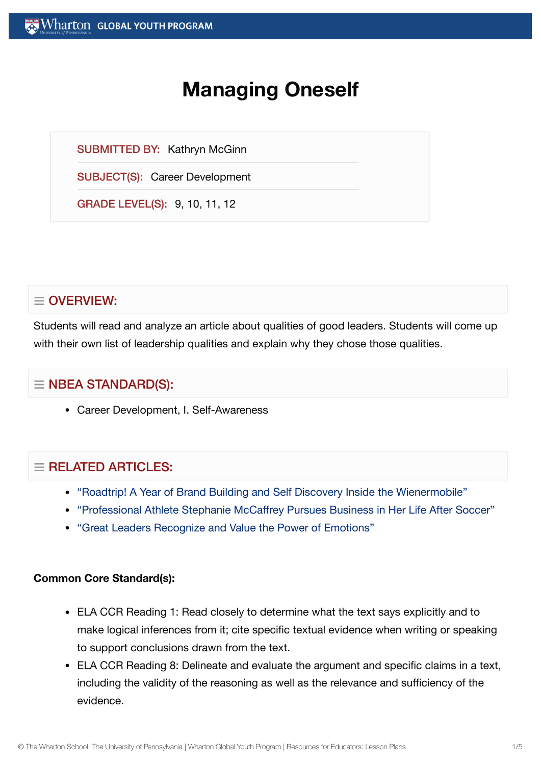# Managing Oneself

**SUBMITTED BY:** Kathryn McGinn

**SUBJECT(S):** Career Development

**GRADE LEVEL(S):** 9, 10, 11, 12

## OVERVIEW:

Students will read and analyze an article about qualities of good leaders. Students will come up with their own list of leadership qualities and explain why they chose those qualities.

## NBEA STANDARD(S):

- Career Development, I. Self-Awareness

## RELATED ARTICLES:

- "Roadtrip! A Year of Brand Building and Self Discovery Inside the Wienermobile"
- "Professional Athlete Stephanie McCaffrey Pursues Business in Her Life After Soccer"
- "Great Leaders Recognize and Value the Power of Emotions"

**Common Core Standard(s):**

- ELA CCR Reading 1: Read closely to determine what the text says explicitly and to make logical inferences from it; cite specific textual evidence when writing or speaking to support conclusions drawn from the text.
- ELA CCR Reading 8: Delineate and evaluate the argument and specific claims in a text, including the validity of the reasoning as well as the relevance and sufficiency of the evidence.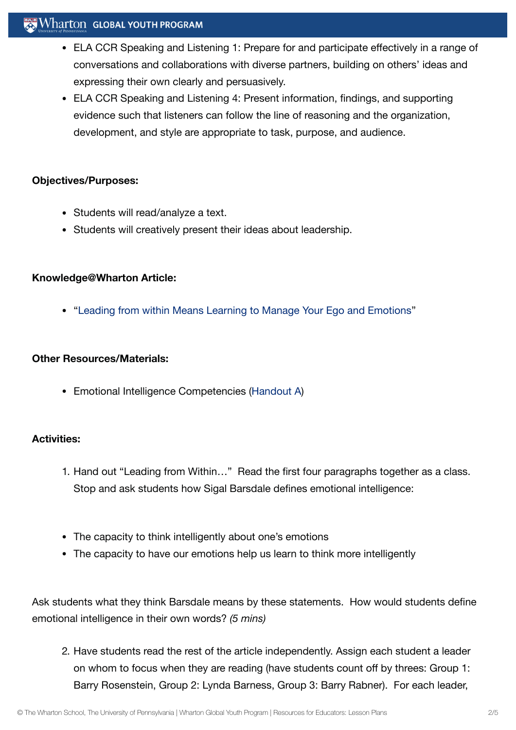- ELA CCR Speaking and Listening 1: Prepare for and participate effectively in a range of conversations and collaborations with diverse partners, building on others' ideas and expressing their own clearly and persuasively.
- ELA CCR Speaking and Listening 4: Present information, findings, and supporting evidence such that listeners can follow the line of reasoning and the organization, development, and style are appropriate to task, purpose, and audience.

**Objectives/Purposes:**

- Students will read/analyze a text.
- Students will creatively present their ideas about leadership.

**Knowledge@Wharton Article:**

- "Leading from within Means Learning to Manage Your Ego and Emotions"

**Other Resources/Materials:**

- Emotional Intelligence Competencies (Handout A)

**Activities:**

1. Hand out "Leading from Within…" Read the first four paragraphs together as a class. Stop and ask students how Sigal Barsdale defines emotional intelligence:

- The capacity to think intelligently about one's emotions
- The capacity to have our emotions help us learn to think more intelligently

Ask students what they think Barsdale means by these statements. How would students define emotional intelligence in their own words? *(5 mins)*

2. Have students read the rest of the article independently. Assign each student a leader on whom to focus when they are reading (have students count off by threes: Group 1: Barry Rosenstein, Group 2: Lynda Barness, Group 3: Barry Rabner). For each leader,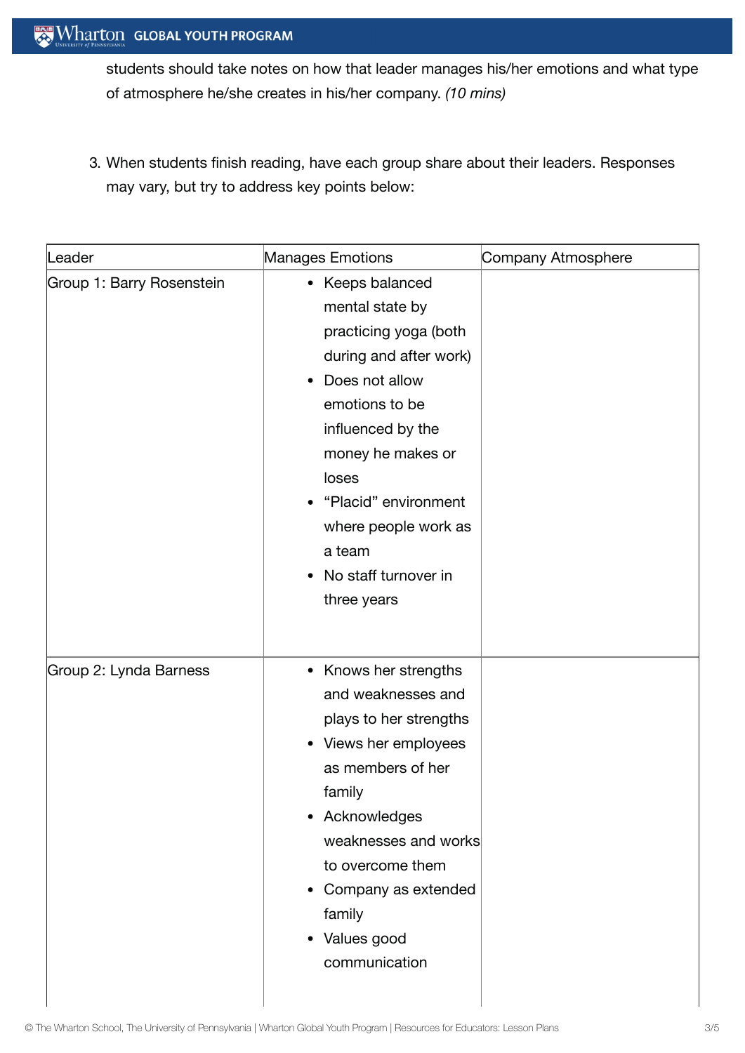students should take notes on how that leader manages his/her emotions and what type of atmosphere he/she creates in his/her company. *(10 mins)*

3. When students finish reading, have each group share about their leaders. Responses may vary, but try to address key points below:

| Leader | Manages Emotions | Company Atmosphere |
|---|---|---|
| Group 1: Barry Rosenstein | • Keeps balanced mental state by practicing yoga (both during and after work)<br>• Does not allow emotions to be influenced by the money he makes or loses<br>• "Placid" environment where people work as a team<br>• No staff turnover in three years | |
| Group 2: Lynda Barness | • Knows her strengths and weaknesses and plays to her strengths<br>• Views her employees as members of her family<br>• Acknowledges weaknesses and works to overcome them<br>• Company as extended family<br>• Values good communication | |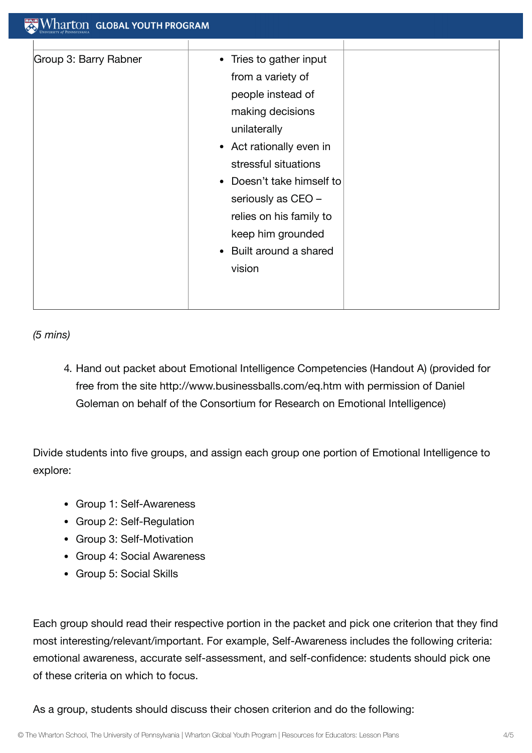| | | |
|---|---|---|
| Group 3: Barry Rabner | • Tries to gather input from a variety of people instead of making decisions unilaterally<br>• Act rationally even in stressful situations<br>• Doesn't take himself to seriously as CEO – relies on his family to keep him grounded<br>• Built around a shared vision | |

*(5 mins)*

4. Hand out packet about Emotional Intelligence Competencies (Handout A) (provided for free from the site http://www.businessballs.com/eq.htm with permission of Daniel Goleman on behalf of the Consortium for Research on Emotional Intelligence)

Divide students into five groups, and assign each group one portion of Emotional Intelligence to explore:

- Group 1: Self-Awareness
- Group 2: Self-Regulation
- Group 3: Self-Motivation
- Group 4: Social Awareness
- Group 5: Social Skills

Each group should read their respective portion in the packet and pick one criterion that they find most interesting/relevant/important. For example, Self-Awareness includes the following criteria: emotional awareness, accurate self-assessment, and self-confidence: students should pick one of these criteria on which to focus.

As a group, students should discuss their chosen criterion and do the following: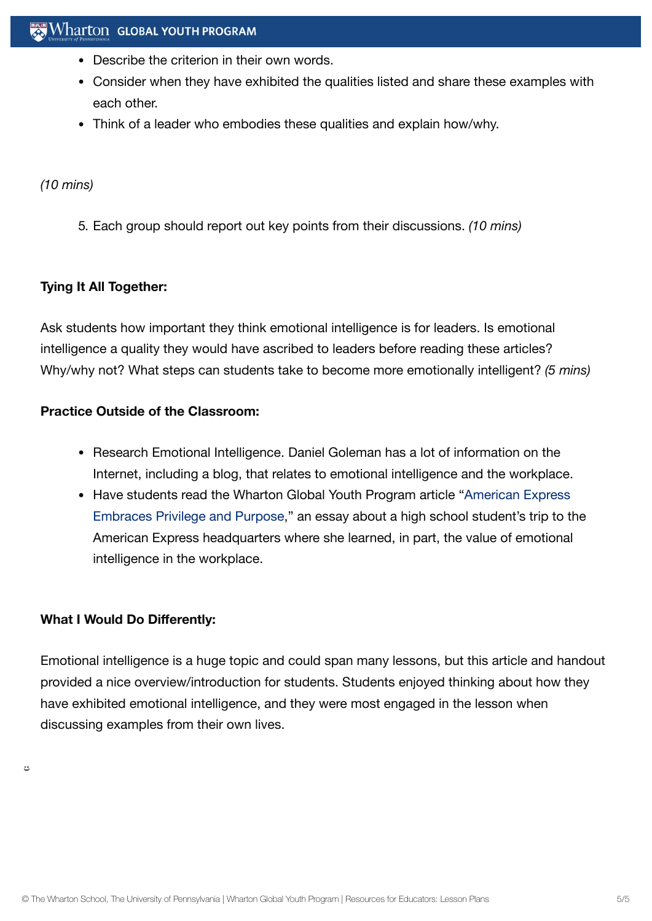- Describe the criterion in their own words.
- Consider when they have exhibited the qualities listed and share these examples with each other.
- Think of a leader who embodies these qualities and explain how/why.

*(10 mins)*

5. Each group should report out key points from their discussions. *(10 mins)*

**Tying It All Together:**

Ask students how important they think emotional intelligence is for leaders. Is emotional intelligence a quality they would have ascribed to leaders before reading these articles? Why/why not? What steps can students take to become more emotionally intelligent? *(5 mins)*

**Practice Outside of the Classroom:**

- Research Emotional Intelligence. Daniel Goleman has a lot of information on the Internet, including a blog, that relates to emotional intelligence and the workplace.
- Have students read the Wharton Global Youth Program article "American Express Embraces Privilege and Purpose," an essay about a high school student's trip to the American Express headquarters where she learned, in part, the value of emotional intelligence in the workplace.

**What I Would Do Differently:**

Emotional intelligence is a huge topic and could span many lessons, but this article and handout provided a nice overview/introduction for students. Students enjoyed thinking about how they have exhibited emotional intelligence, and they were most engaged in the lesson when discussing examples from their own lives.